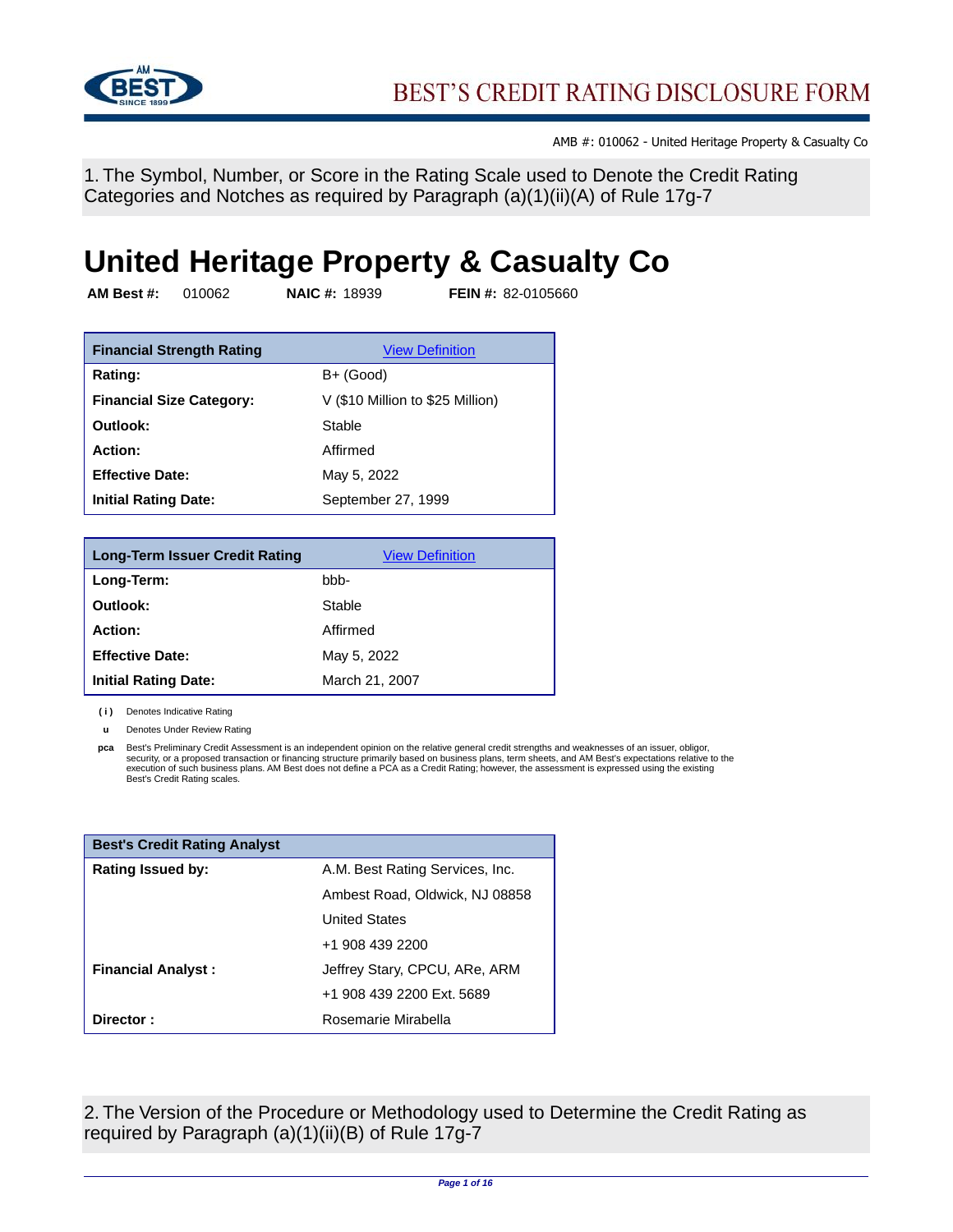# BEST'S CREDIT RATING DISCLOSURE FORM

AMB #: 010062 - United Heritage Property & Casualty Co

## 1. The Symbol, Number, or Score in the Rating Scale used to Denote the Credit Rating Categories and Notches as required by Paragraph (a)(1)(ii)(A) of Rule 17g-7

# United Heritage Property & Casualty Co

**AM Best #:** 010062 **NAIC #:** 18939 **FEIN #:** 82-0105660

| **Financial Strength Rating** | View Definition |
|---|---|
| **Rating:** | B+ (Good) |
| **Financial Size Category:** | V ($10 Million to $25 Million) |
| **Outlook:** | Stable |
| **Action:** | Affirmed |
| **Effective Date:** | May 5, 2022 |
| **Initial Rating Date:** | September 27, 1999 |

| **Long-Term Issuer Credit Rating** | View Definition |
|---|---|
| **Long-Term:** | bbb- |
| **Outlook:** | Stable |
| **Action:** | Affirmed |
| **Effective Date:** | May 5, 2022 |
| **Initial Rating Date:** | March 21, 2007 |

**( i )** Denotes Indicative Rating

**u** Denotes Under Review Rating

**pca** Best's Preliminary Credit Assessment is an independent opinion on the relative general credit strengths and weaknesses of an issuer, obligor, security, or a proposed transaction or financing structure primarily based on business plans, term sheets, and AM Best's expectations relative to the execution of such business plans. AM Best does not define a PCA as a Credit Rating; however, the assessment is expressed using the existing Best's Credit Rating scales.

| **Best's Credit Rating Analyst** | |
|---|---|
| **Rating Issued by:** | A.M. Best Rating Services, Inc. |
| | Ambest Road, Oldwick, NJ 08858 |
| | United States |
| | +1 908 439 2200 |
| **Financial Analyst :** | Jeffrey Stary, CPCU, ARe, ARM |
| | +1 908 439 2200 Ext. 5689 |
| **Director :** | Rosemarie Mirabella |

## 2. The Version of the Procedure or Methodology used to Determine the Credit Rating as required by Paragraph (a)(1)(ii)(B) of Rule 17g-7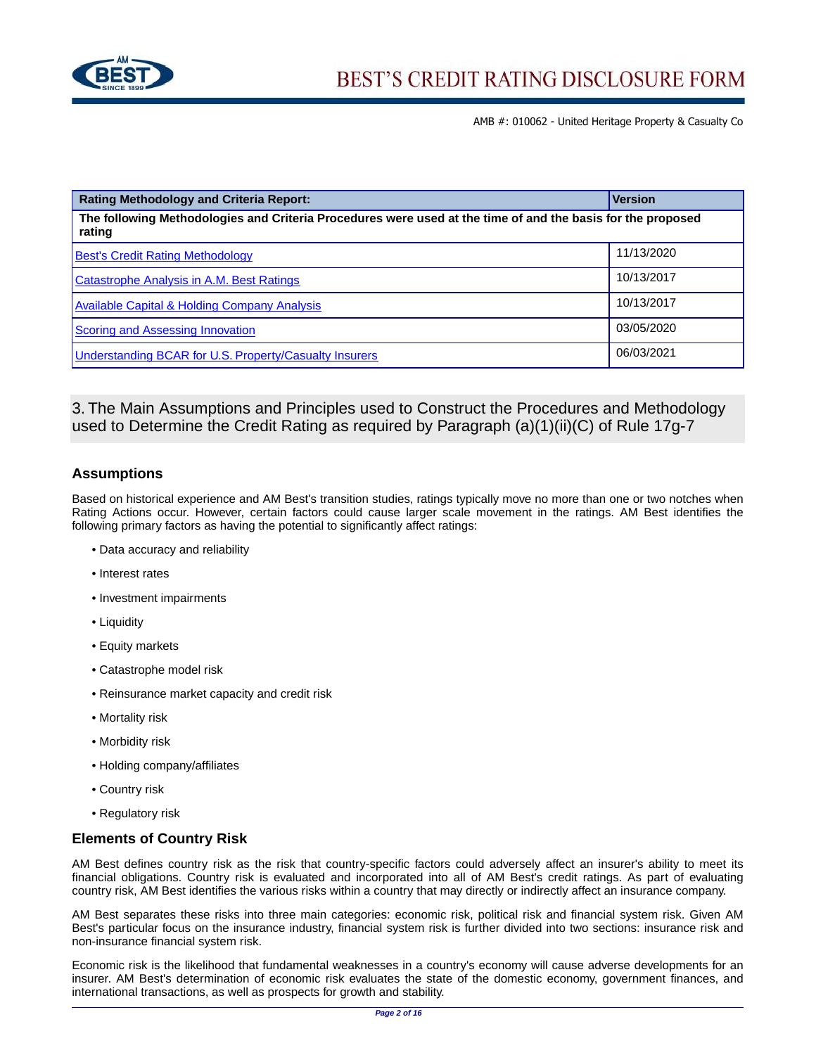AMB #: 010062 - United Heritage Property & Casualty Co

| Rating Methodology and Criteria Report: | Version |
|---|---|
| The following Methodologies and Criteria Procedures were used at the time of and the basis for the proposed rating | |
| Best's Credit Rating Methodology | 11/13/2020 |
| Catastrophe Analysis in A.M. Best Ratings | 10/13/2017 |
| Available Capital & Holding Company Analysis | 10/13/2017 |
| Scoring and Assessing Innovation | 03/05/2020 |
| Understanding BCAR for U.S. Property/Casualty Insurers | 06/03/2021 |

## 3. The Main Assumptions and Principles used to Construct the Procedures and Methodology used to Determine the Credit Rating as required by Paragraph (a)(1)(ii)(C) of Rule 17g-7

### Assumptions

Based on historical experience and AM Best's transition studies, ratings typically move no more than one or two notches when Rating Actions occur. However, certain factors could cause larger scale movement in the ratings. AM Best identifies the following primary factors as having the potential to significantly affect ratings:

- Data accuracy and reliability
- Interest rates
- Investment impairments
- Liquidity
- Equity markets
- Catastrophe model risk
- Reinsurance market capacity and credit risk
- Mortality risk
- Morbidity risk
- Holding company/affiliates
- Country risk
- Regulatory risk

### Elements of Country Risk

AM Best defines country risk as the risk that country-specific factors could adversely affect an insurer's ability to meet its financial obligations. Country risk is evaluated and incorporated into all of AM Best's credit ratings. As part of evaluating country risk, AM Best identifies the various risks within a country that may directly or indirectly affect an insurance company.

AM Best separates these risks into three main categories: economic risk, political risk and financial system risk. Given AM Best's particular focus on the insurance industry, financial system risk is further divided into two sections: insurance risk and non-insurance financial system risk.

Economic risk is the likelihood that fundamental weaknesses in a country's economy will cause adverse developments for an insurer. AM Best's determination of economic risk evaluates the state of the domestic economy, government finances, and international transactions, as well as prospects for growth and stability.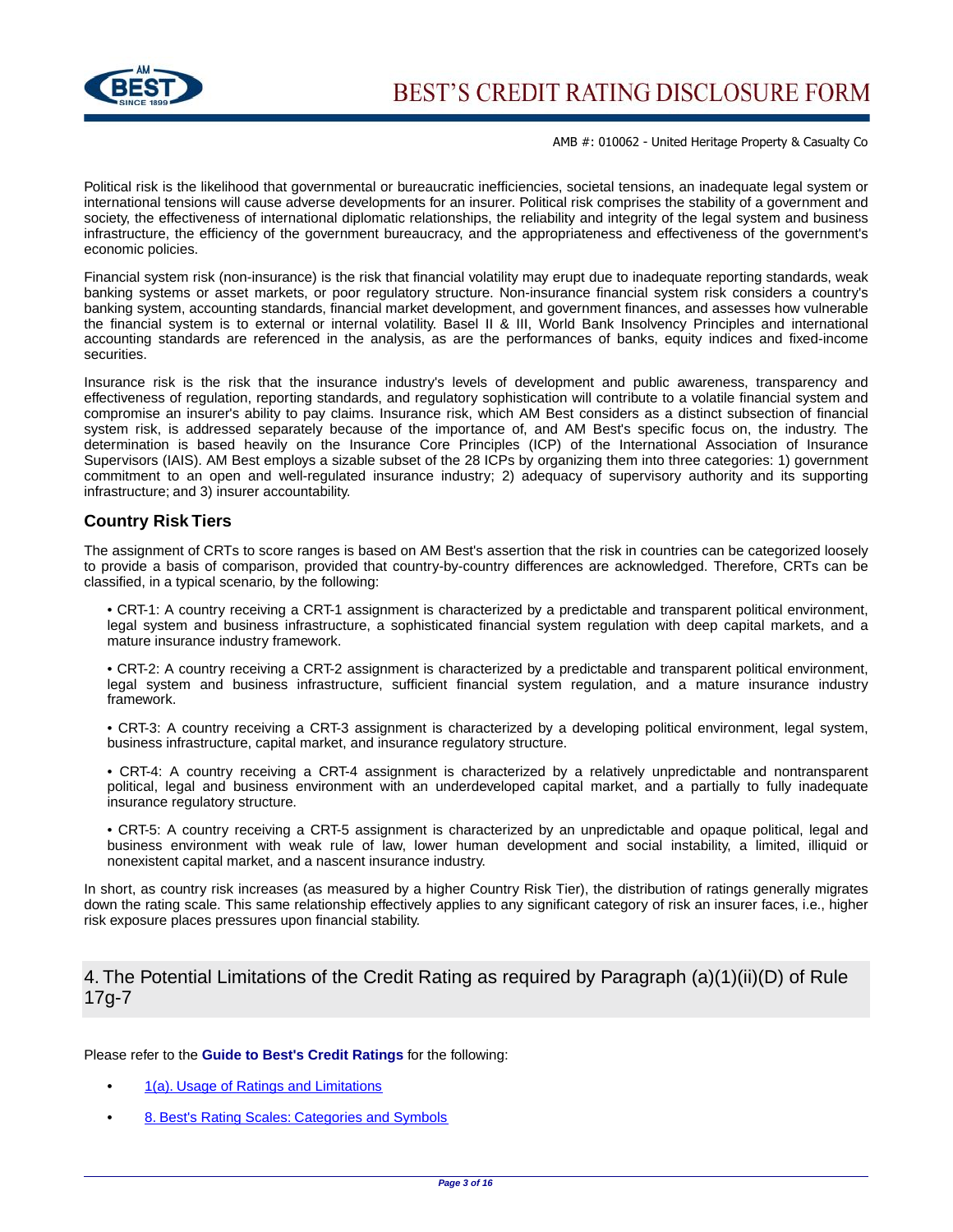Political risk is the likelihood that governmental or bureaucratic inefficiencies, societal tensions, an inadequate legal system or international tensions will cause adverse developments for an insurer. Political risk comprises the stability of a government and society, the effectiveness of international diplomatic relationships, the reliability and integrity of the legal system and business infrastructure, the efficiency of the government bureaucracy, and the appropriateness and effectiveness of the government's economic policies.

Financial system risk (non-insurance) is the risk that financial volatility may erupt due to inadequate reporting standards, weak banking systems or asset markets, or poor regulatory structure. Non-insurance financial system risk considers a country's banking system, accounting standards, financial market development, and government finances, and assesses how vulnerable the financial system is to external or internal volatility. Basel II & III, World Bank Insolvency Principles and international accounting standards are referenced in the analysis, as are the performances of banks, equity indices and fixed-income securities.

Insurance risk is the risk that the insurance industry's levels of development and public awareness, transparency and effectiveness of regulation, reporting standards, and regulatory sophistication will contribute to a volatile financial system and compromise an insurer's ability to pay claims. Insurance risk, which AM Best considers as a distinct subsection of financial system risk, is addressed separately because of the importance of, and AM Best's specific focus on, the industry. The determination is based heavily on the Insurance Core Principles (ICP) of the International Association of Insurance Supervisors (IAIS). AM Best employs a sizable subset of the 28 ICPs by organizing them into three categories: 1) government commitment to an open and well-regulated insurance industry; 2) adequacy of supervisory authority and its supporting infrastructure; and 3) insurer accountability.

### Country Risk Tiers

The assignment of CRTs to score ranges is based on AM Best's assertion that the risk in countries can be categorized loosely to provide a basis of comparison, provided that country-by-country differences are acknowledged. Therefore, CRTs can be classified, in a typical scenario, by the following:

- CRT-1: A country receiving a CRT-1 assignment is characterized by a predictable and transparent political environment, legal system and business infrastructure, a sophisticated financial system regulation with deep capital markets, and a mature insurance industry framework.
- CRT-2: A country receiving a CRT-2 assignment is characterized by a predictable and transparent political environment, legal system and business infrastructure, sufficient financial system regulation, and a mature insurance industry framework.
- CRT-3: A country receiving a CRT-3 assignment is characterized by a developing political environment, legal system, business infrastructure, capital market, and insurance regulatory structure.
- CRT-4: A country receiving a CRT-4 assignment is characterized by a relatively unpredictable and nontransparent political, legal and business environment with an underdeveloped capital market, and a partially to fully inadequate insurance regulatory structure.
- CRT-5: A country receiving a CRT-5 assignment is characterized by an unpredictable and opaque political, legal and business environment with weak rule of law, lower human development and social instability, a limited, illiquid or nonexistent capital market, and a nascent insurance industry.

In short, as country risk increases (as measured by a higher Country Risk Tier), the distribution of ratings generally migrates down the rating scale. This same relationship effectively applies to any significant category of risk an insurer faces, i.e., higher risk exposure places pressures upon financial stability.

## 4. The Potential Limitations of the Credit Rating as required by Paragraph (a)(1)(ii)(D) of Rule 17g-7

Please refer to the **Guide to Best's Credit Ratings** for the following:

- 1(a). Usage of Ratings and Limitations
- 8. Best's Rating Scales: Categories and Symbols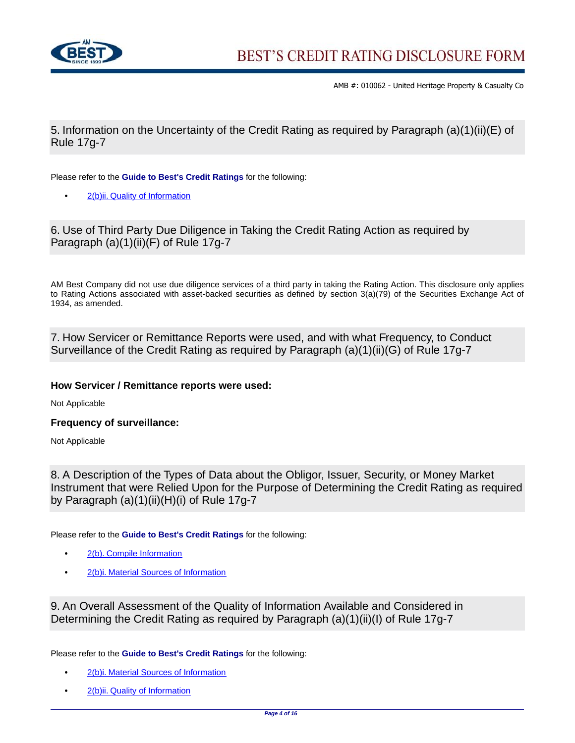## 5. Information on the Uncertainty of the Credit Rating as required by Paragraph (a)(1)(ii)(E) of Rule 17g-7

Please refer to the **Guide to Best's Credit Ratings** for the following:

- 2(b)ii. Quality of Information

## 6. Use of Third Party Due Diligence in Taking the Credit Rating Action as required by Paragraph (a)(1)(ii)(F) of Rule 17g-7

AM Best Company did not use due diligence services of a third party in taking the Rating Action. This disclosure only applies to Rating Actions associated with asset-backed securities as defined by section 3(a)(79) of the Securities Exchange Act of 1934, as amended.

## 7. How Servicer or Remittance Reports were used, and with what Frequency, to Conduct Surveillance of the Credit Rating as required by Paragraph (a)(1)(ii)(G) of Rule 17g-7

### How Servicer / Remittance reports were used:

Not Applicable

### Frequency of surveillance:

Not Applicable

## 8. A Description of the Types of Data about the Obligor, Issuer, Security, or Money Market Instrument that were Relied Upon for the Purpose of Determining the Credit Rating as required by Paragraph (a)(1)(ii)(H)(i) of Rule 17g-7

Please refer to the **Guide to Best's Credit Ratings** for the following:

- 2(b). Compile Information
- 2(b)i. Material Sources of Information

## 9. An Overall Assessment of the Quality of Information Available and Considered in Determining the Credit Rating as required by Paragraph (a)(1)(ii)(I) of Rule 17g-7

Please refer to the **Guide to Best's Credit Ratings** for the following:

- 2(b)i. Material Sources of Information
- 2(b)ii. Quality of Information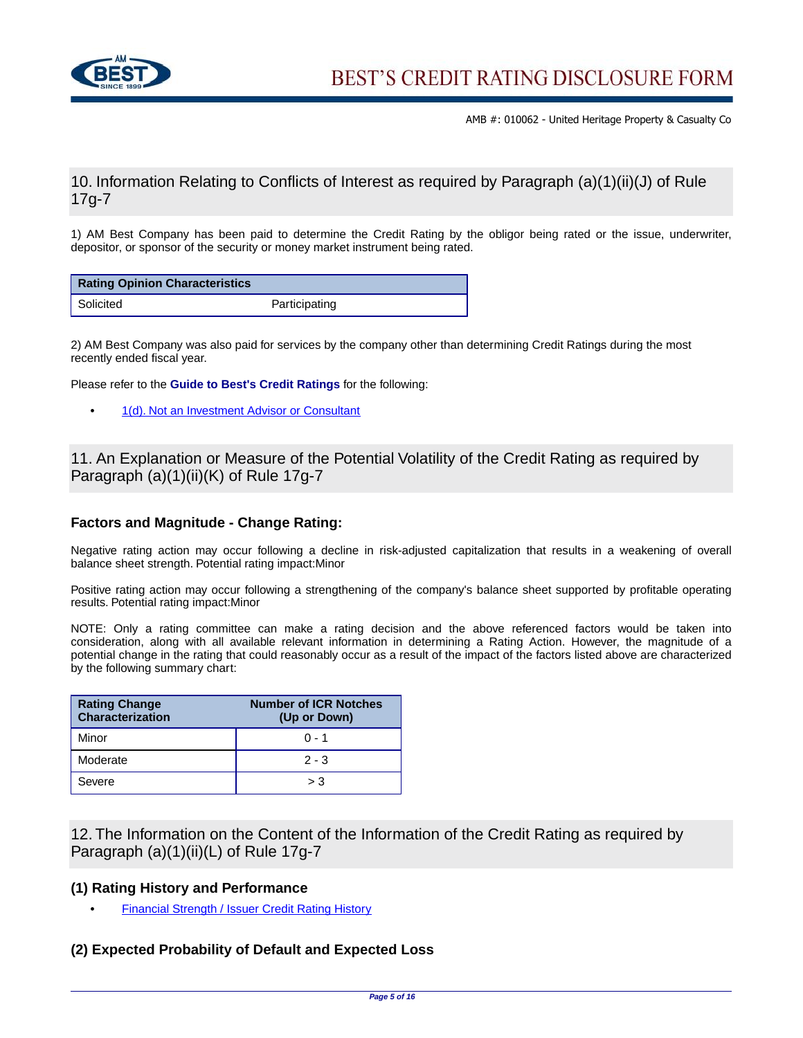## 10. Information Relating to Conflicts of Interest as required by Paragraph (a)(1)(ii)(J) of Rule 17g-7

1) AM Best Company has been paid to determine the Credit Rating by the obligor being rated or the issue, underwriter, depositor, or sponsor of the security or money market instrument being rated.

| Rating Opinion Characteristics | |
|---|---|
| Solicited | Participating |

2) AM Best Company was also paid for services by the company other than determining Credit Ratings during the most recently ended fiscal year.

Please refer to the **Guide to Best's Credit Ratings** for the following:

- 1(d). Not an Investment Advisor or Consultant

## 11. An Explanation or Measure of the Potential Volatility of the Credit Rating as required by Paragraph (a)(1)(ii)(K) of Rule 17g-7

### Factors and Magnitude - Change Rating:

Negative rating action may occur following a decline in risk-adjusted capitalization that results in a weakening of overall balance sheet strength. Potential rating impact:Minor

Positive rating action may occur following a strengthening of the company's balance sheet supported by profitable operating results. Potential rating impact:Minor

NOTE: Only a rating committee can make a rating decision and the above referenced factors would be taken into consideration, along with all available relevant information in determining a Rating Action. However, the magnitude of a potential change in the rating that could reasonably occur as a result of the impact of the factors listed above are characterized by the following summary chart:

| Rating Change Characterization | Number of ICR Notches (Up or Down) |
|---|---|
| Minor | 0 - 1 |
| Moderate | 2 - 3 |
| Severe | > 3 |

## 12. The Information on the Content of the Information of the Credit Rating as required by Paragraph (a)(1)(ii)(L) of Rule 17g-7

### (1) Rating History and Performance

- Financial Strength / Issuer Credit Rating History

### (2) Expected Probability of Default and Expected Loss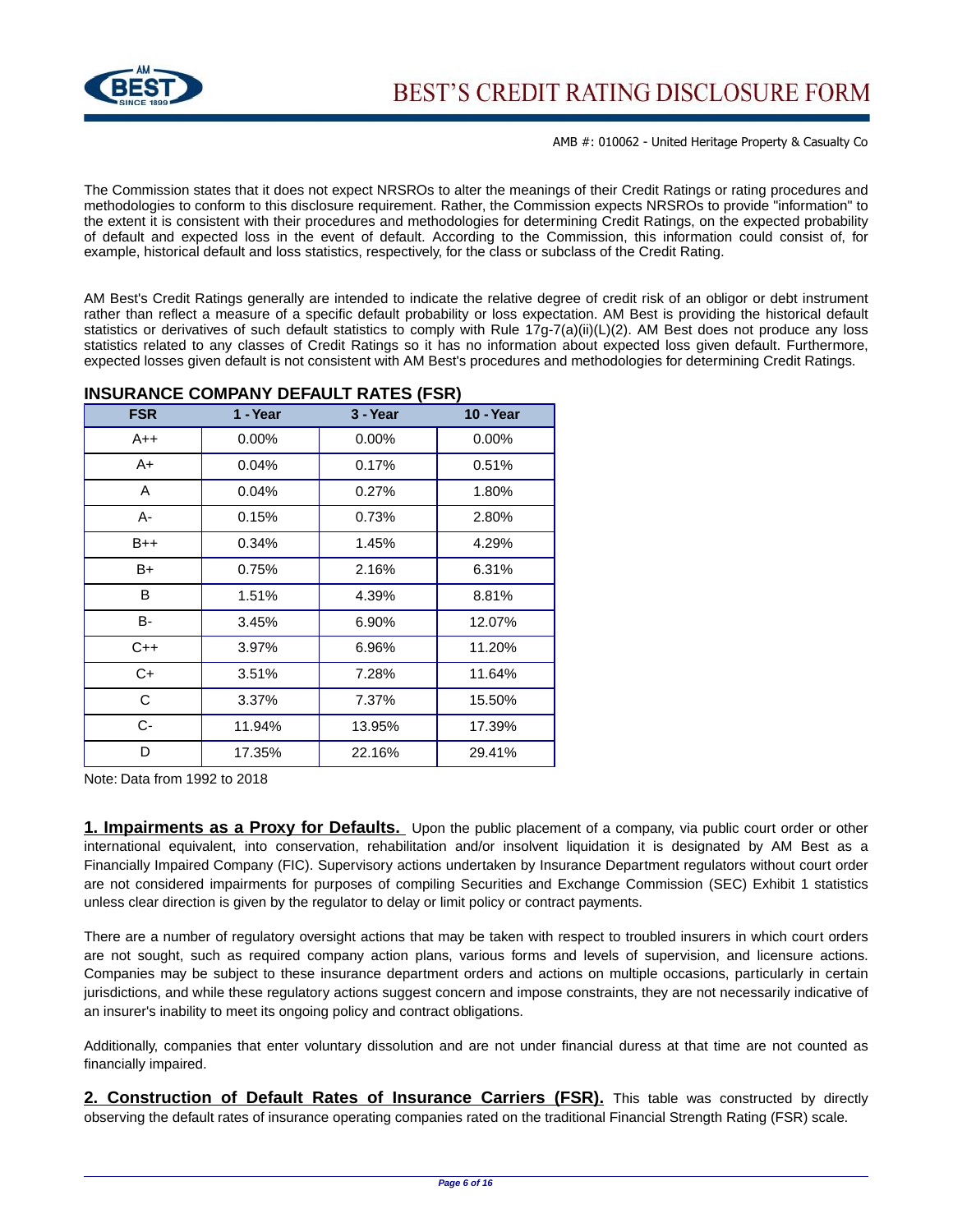AMB #: 010062 - United Heritage Property & Casualty Co

The Commission states that it does not expect NRSROs to alter the meanings of their Credit Ratings or rating procedures and methodologies to conform to this disclosure requirement. Rather, the Commission expects NRSROs to provide "information" to the extent it is consistent with their procedures and methodologies for determining Credit Ratings, on the expected probability of default and expected loss in the event of default. According to the Commission, this information could consist of, for example, historical default and loss statistics, respectively, for the class or subclass of the Credit Rating.

AM Best's Credit Ratings generally are intended to indicate the relative degree of credit risk of an obligor or debt instrument rather than reflect a measure of a specific default probability or loss expectation. AM Best is providing the historical default statistics or derivatives of such default statistics to comply with Rule 17g-7(a)(ii)(L)(2). AM Best does not produce any loss statistics related to any classes of Credit Ratings so it has no information about expected loss given default. Furthermore, expected losses given default is not consistent with AM Best's procedures and methodologies for determining Credit Ratings.

## INSURANCE COMPANY DEFAULT RATES (FSR)

| FSR | 1 - Year | 3 - Year | 10 - Year |
| --- | --- | --- | --- |
| A++ | 0.00% | 0.00% | 0.00% |
| A+ | 0.04% | 0.17% | 0.51% |
| A | 0.04% | 0.27% | 1.80% |
| A- | 0.15% | 0.73% | 2.80% |
| B++ | 0.34% | 1.45% | 4.29% |
| B+ | 0.75% | 2.16% | 6.31% |
| B | 1.51% | 4.39% | 8.81% |
| B- | 3.45% | 6.90% | 12.07% |
| C++ | 3.97% | 6.96% | 11.20% |
| C+ | 3.51% | 7.28% | 11.64% |
| C | 3.37% | 7.37% | 15.50% |
| C- | 11.94% | 13.95% | 17.39% |
| D | 17.35% | 22.16% | 29.41% |

Note: Data from 1992 to 2018

**1. Impairments as a Proxy for Defaults.** Upon the public placement of a company, via public court order or other international equivalent, into conservation, rehabilitation and/or insolvent liquidation it is designated by AM Best as a Financially Impaired Company (FIC). Supervisory actions undertaken by Insurance Department regulators without court order are not considered impairments for purposes of compiling Securities and Exchange Commission (SEC) Exhibit 1 statistics unless clear direction is given by the regulator to delay or limit policy or contract payments.

There are a number of regulatory oversight actions that may be taken with respect to troubled insurers in which court orders are not sought, such as required company action plans, various forms and levels of supervision, and licensure actions. Companies may be subject to these insurance department orders and actions on multiple occasions, particularly in certain jurisdictions, and while these regulatory actions suggest concern and impose constraints, they are not necessarily indicative of an insurer's inability to meet its ongoing policy and contract obligations.

Additionally, companies that enter voluntary dissolution and are not under financial duress at that time are not counted as financially impaired.

**2. Construction of Default Rates of Insurance Carriers (FSR).** This table was constructed by directly observing the default rates of insurance operating companies rated on the traditional Financial Strength Rating (FSR) scale.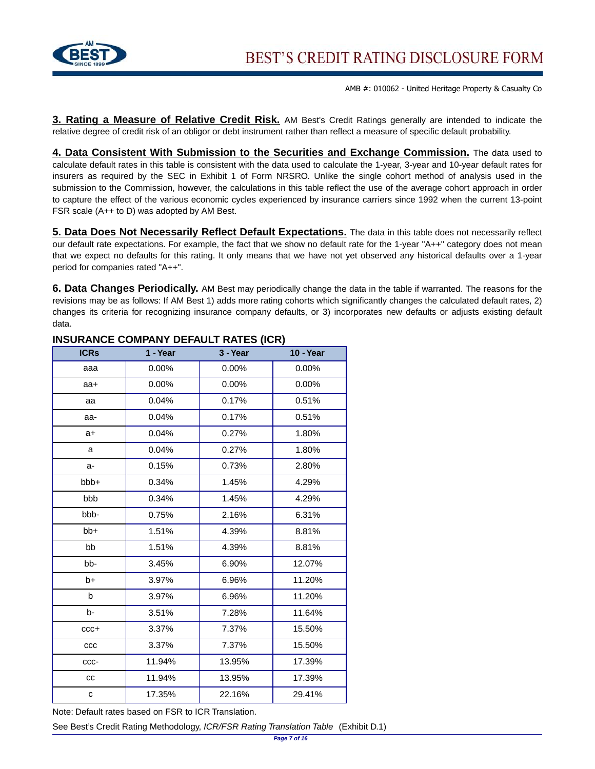AMB #: 010062 - United Heritage Property & Casualty Co

**3. Rating a Measure of Relative Credit Risk.** AM Best's Credit Ratings generally are intended to indicate the relative degree of credit risk of an obligor or debt instrument rather than reflect a measure of specific default probability.

**4. Data Consistent With Submission to the Securities and Exchange Commission.** The data used to calculate default rates in this table is consistent with the data used to calculate the 1-year, 3-year and 10-year default rates for insurers as required by the SEC in Exhibit 1 of Form NRSRO. Unlike the single cohort method of analysis used in the submission to the Commission, however, the calculations in this table reflect the use of the average cohort approach in order to capture the effect of the various economic cycles experienced by insurance carriers since 1992 when the current 13-point FSR scale (A++ to D) was adopted by AM Best.

**5. Data Does Not Necessarily Reflect Default Expectations.** The data in this table does not necessarily reflect our default rate expectations. For example, the fact that we show no default rate for the 1-year "A++" category does not mean that we expect no defaults for this rating. It only means that we have not yet observed any historical defaults over a 1-year period for companies rated "A++".

**6. Data Changes Periodically.** AM Best may periodically change the data in the table if warranted. The reasons for the revisions may be as follows: If AM Best 1) adds more rating cohorts which significantly changes the calculated default rates, 2) changes its criteria for recognizing insurance company defaults, or 3) incorporates new defaults or adjusts existing default data.

## INSURANCE COMPANY DEFAULT RATES (ICR)

| ICRs | 1 - Year | 3 - Year | 10 - Year |
|---|---|---|---|
| aaa | 0.00% | 0.00% | 0.00% |
| aa+ | 0.00% | 0.00% | 0.00% |
| aa | 0.04% | 0.17% | 0.51% |
| aa- | 0.04% | 0.17% | 0.51% |
| a+ | 0.04% | 0.27% | 1.80% |
| a | 0.04% | 0.27% | 1.80% |
| a- | 0.15% | 0.73% | 2.80% |
| bbb+ | 0.34% | 1.45% | 4.29% |
| bbb | 0.34% | 1.45% | 4.29% |
| bbb- | 0.75% | 2.16% | 6.31% |
| bb+ | 1.51% | 4.39% | 8.81% |
| bb | 1.51% | 4.39% | 8.81% |
| bb- | 3.45% | 6.90% | 12.07% |
| b+ | 3.97% | 6.96% | 11.20% |
| b | 3.97% | 6.96% | 11.20% |
| b- | 3.51% | 7.28% | 11.64% |
| ccc+ | 3.37% | 7.37% | 15.50% |
| ccc | 3.37% | 7.37% | 15.50% |
| ccc- | 11.94% | 13.95% | 17.39% |
| cc | 11.94% | 13.95% | 17.39% |
| c | 17.35% | 22.16% | 29.41% |

Note: Default rates based on FSR to ICR Translation.

See Best's Credit Rating Methodology, *ICR/FSR Rating Translation Table* (Exhibit D.1)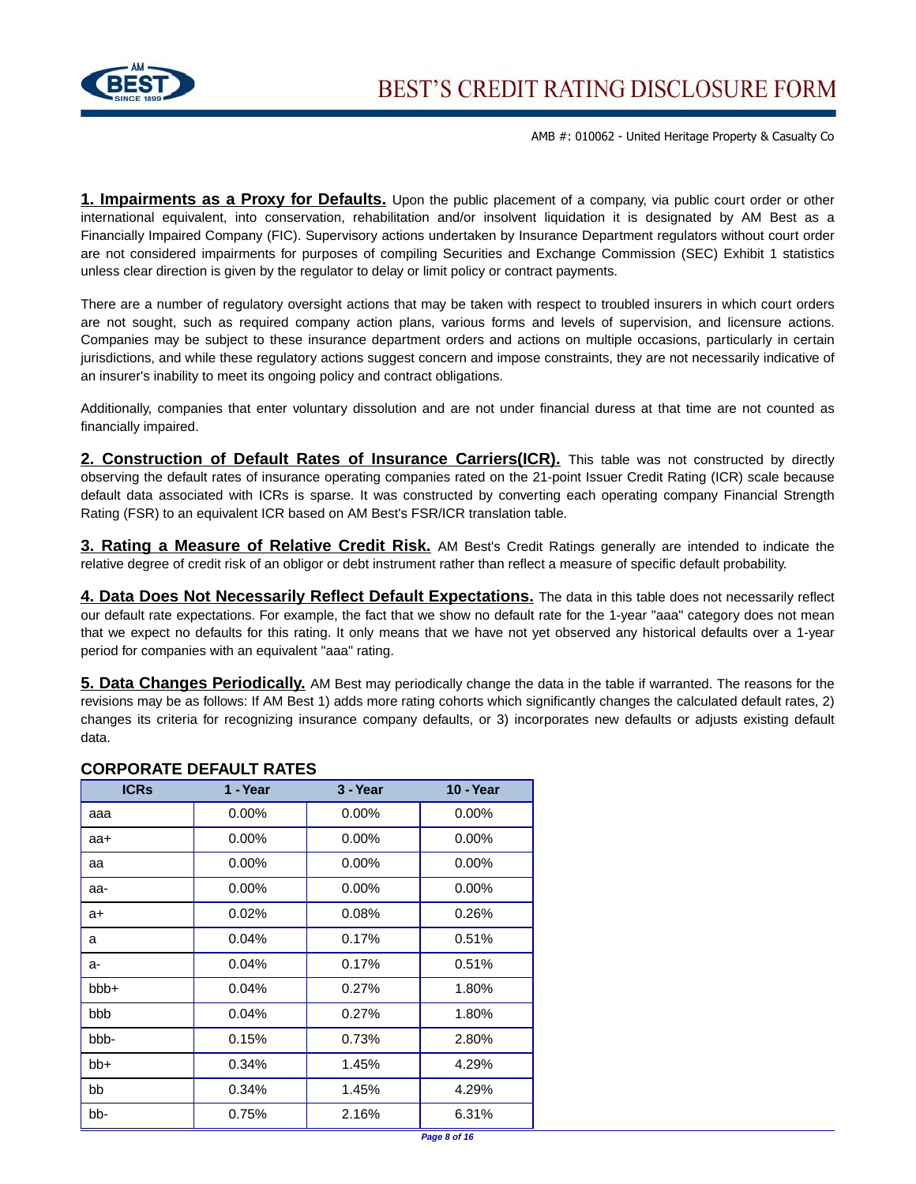**1. Impairments as a Proxy for Defaults.** Upon the public placement of a company, via public court order or other international equivalent, into conservation, rehabilitation and/or insolvent liquidation it is designated by AM Best as a Financially Impaired Company (FIC). Supervisory actions undertaken by Insurance Department regulators without court order are not considered impairments for purposes of compiling Securities and Exchange Commission (SEC) Exhibit 1 statistics unless clear direction is given by the regulator to delay or limit policy or contract payments.

There are a number of regulatory oversight actions that may be taken with respect to troubled insurers in which court orders are not sought, such as required company action plans, various forms and levels of supervision, and licensure actions. Companies may be subject to these insurance department orders and actions on multiple occasions, particularly in certain jurisdictions, and while these regulatory actions suggest concern and impose constraints, they are not necessarily indicative of an insurer's inability to meet its ongoing policy and contract obligations.

Additionally, companies that enter voluntary dissolution and are not under financial duress at that time are not counted as financially impaired.

**2. Construction of Default Rates of Insurance Carriers(ICR).** This table was not constructed by directly observing the default rates of insurance operating companies rated on the 21-point Issuer Credit Rating (ICR) scale because default data associated with ICRs is sparse. It was constructed by converting each operating company Financial Strength Rating (FSR) to an equivalent ICR based on AM Best's FSR/ICR translation table.

**3. Rating a Measure of Relative Credit Risk.** AM Best's Credit Ratings generally are intended to indicate the relative degree of credit risk of an obligor or debt instrument rather than reflect a measure of specific default probability.

**4. Data Does Not Necessarily Reflect Default Expectations.** The data in this table does not necessarily reflect our default rate expectations. For example, the fact that we show no default rate for the 1-year "aaa" category does not mean that we expect no defaults for this rating. It only means that we have not yet observed any historical defaults over a 1-year period for companies with an equivalent "aaa" rating.

**5. Data Changes Periodically.** AM Best may periodically change the data in the table if warranted. The reasons for the revisions may be as follows: If AM Best 1) adds more rating cohorts which significantly changes the calculated default rates, 2) changes its criteria for recognizing insurance company defaults, or 3) incorporates new defaults or adjusts existing default data.

## CORPORATE DEFAULT RATES

| ICRs | 1 - Year | 3 - Year | 10 - Year |
|---|---|---|---|
| aaa | 0.00% | 0.00% | 0.00% |
| aa+ | 0.00% | 0.00% | 0.00% |
| aa | 0.00% | 0.00% | 0.00% |
| aa- | 0.00% | 0.00% | 0.00% |
| a+ | 0.02% | 0.08% | 0.26% |
| a | 0.04% | 0.17% | 0.51% |
| a- | 0.04% | 0.17% | 0.51% |
| bbb+ | 0.04% | 0.27% | 1.80% |
| bbb | 0.04% | 0.27% | 1.80% |
| bbb- | 0.15% | 0.73% | 2.80% |
| bb+ | 0.34% | 1.45% | 4.29% |
| bb | 0.34% | 1.45% | 4.29% |
| bb- | 0.75% | 2.16% | 6.31% |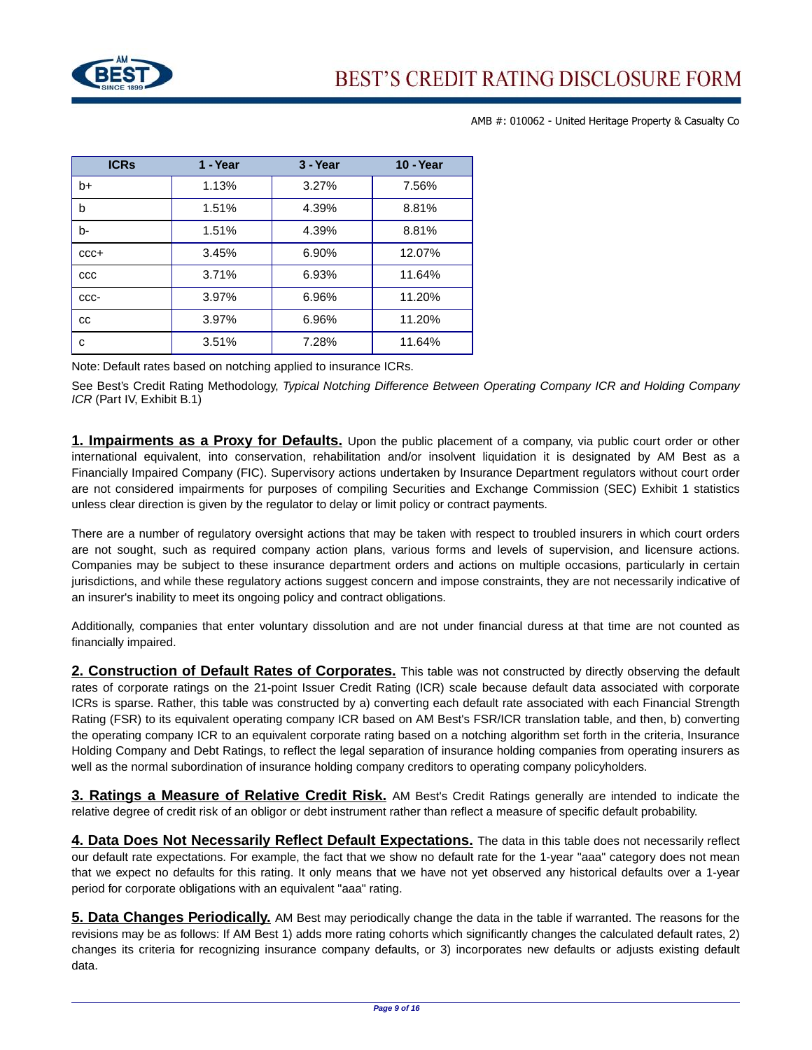AMB #: 010062 - United Heritage Property & Casualty Co

| ICRs | 1 - Year | 3 - Year | 10 - Year |
|---|---|---|---|
| b+ | 1.13% | 3.27% | 7.56% |
| b | 1.51% | 4.39% | 8.81% |
| b- | 1.51% | 4.39% | 8.81% |
| ccc+ | 3.45% | 6.90% | 12.07% |
| ccc | 3.71% | 6.93% | 11.64% |
| ccc- | 3.97% | 6.96% | 11.20% |
| cc | 3.97% | 6.96% | 11.20% |
| c | 3.51% | 7.28% | 11.64% |

Note: Default rates based on notching applied to insurance ICRs.

See Best's Credit Rating Methodology, *Typical Notching Difference Between Operating Company ICR and Holding Company ICR* (Part IV, Exhibit B.1)

**1. Impairments as a Proxy for Defaults.** Upon the public placement of a company, via public court order or other international equivalent, into conservation, rehabilitation and/or insolvent liquidation it is designated by AM Best as a Financially Impaired Company (FIC). Supervisory actions undertaken by Insurance Department regulators without court order are not considered impairments for purposes of compiling Securities and Exchange Commission (SEC) Exhibit 1 statistics unless clear direction is given by the regulator to delay or limit policy or contract payments.

There are a number of regulatory oversight actions that may be taken with respect to troubled insurers in which court orders are not sought, such as required company action plans, various forms and levels of supervision, and licensure actions. Companies may be subject to these insurance department orders and actions on multiple occasions, particularly in certain jurisdictions, and while these regulatory actions suggest concern and impose constraints, they are not necessarily indicative of an insurer's inability to meet its ongoing policy and contract obligations.

Additionally, companies that enter voluntary dissolution and are not under financial duress at that time are not counted as financially impaired.

**2. Construction of Default Rates of Corporates.** This table was not constructed by directly observing the default rates of corporate ratings on the 21-point Issuer Credit Rating (ICR) scale because default data associated with corporate ICRs is sparse. Rather, this table was constructed by a) converting each default rate associated with each Financial Strength Rating (FSR) to its equivalent operating company ICR based on AM Best's FSR/ICR translation table, and then, b) converting the operating company ICR to an equivalent corporate rating based on a notching algorithm set forth in the criteria, Insurance Holding Company and Debt Ratings, to reflect the legal separation of insurance holding companies from operating insurers as well as the normal subordination of insurance holding company creditors to operating company policyholders.

**3. Ratings a Measure of Relative Credit Risk.** AM Best's Credit Ratings generally are intended to indicate the relative degree of credit risk of an obligor or debt instrument rather than reflect a measure of specific default probability.

**4. Data Does Not Necessarily Reflect Default Expectations.** The data in this table does not necessarily reflect our default rate expectations. For example, the fact that we show no default rate for the 1-year "aaa" category does not mean that we expect no defaults for this rating. It only means that we have not yet observed any historical defaults over a 1-year period for corporate obligations with an equivalent "aaa" rating.

**5. Data Changes Periodically.** AM Best may periodically change the data in the table if warranted. The reasons for the revisions may be as follows: If AM Best 1) adds more rating cohorts which significantly changes the calculated default rates, 2) changes its criteria for recognizing insurance company defaults, or 3) incorporates new defaults or adjusts existing default data.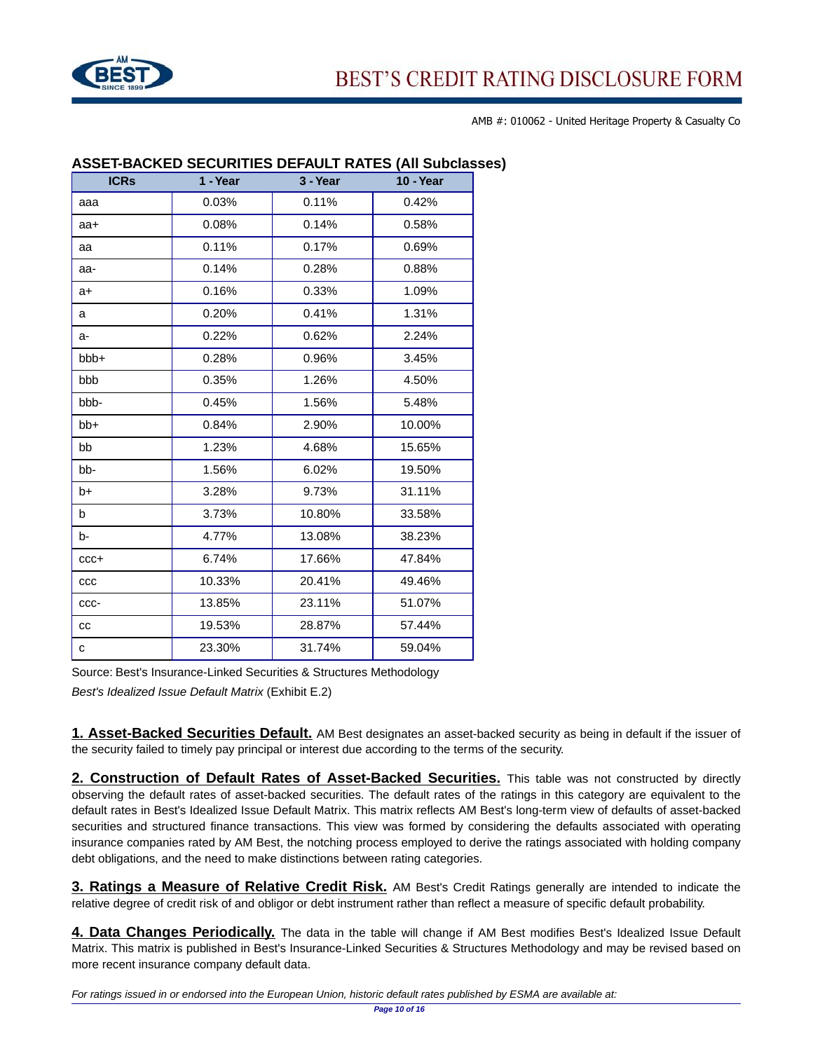## ASSET-BACKED SECURITIES DEFAULT RATES (All Subclasses)

| ICRs | 1 - Year | 3 - Year | 10 - Year |
|---|---|---|---|
| aaa | 0.03% | 0.11% | 0.42% |
| aa+ | 0.08% | 0.14% | 0.58% |
| aa | 0.11% | 0.17% | 0.69% |
| aa- | 0.14% | 0.28% | 0.88% |
| a+ | 0.16% | 0.33% | 1.09% |
| a | 0.20% | 0.41% | 1.31% |
| a- | 0.22% | 0.62% | 2.24% |
| bbb+ | 0.28% | 0.96% | 3.45% |
| bbb | 0.35% | 1.26% | 4.50% |
| bbb- | 0.45% | 1.56% | 5.48% |
| bb+ | 0.84% | 2.90% | 10.00% |
| bb | 1.23% | 4.68% | 15.65% |
| bb- | 1.56% | 6.02% | 19.50% |
| b+ | 3.28% | 9.73% | 31.11% |
| b | 3.73% | 10.80% | 33.58% |
| b- | 4.77% | 13.08% | 38.23% |
| ccc+ | 6.74% | 17.66% | 47.84% |
| ccc | 10.33% | 20.41% | 49.46% |
| ccc- | 13.85% | 23.11% | 51.07% |
| cc | 19.53% | 28.87% | 57.44% |
| c | 23.30% | 31.74% | 59.04% |

Source: Best's Insurance-Linked Securities & Structures Methodology

*Best's Idealized Issue Default Matrix* (Exhibit E.2)

**1. Asset-Backed Securities Default.** AM Best designates an asset-backed security as being in default if the issuer of the security failed to timely pay principal or interest due according to the terms of the security.

**2. Construction of Default Rates of Asset-Backed Securities.** This table was not constructed by directly observing the default rates of asset-backed securities. The default rates of the ratings in this category are equivalent to the default rates in Best's Idealized Issue Default Matrix. This matrix reflects AM Best's long-term view of defaults of asset-backed securities and structured finance transactions. This view was formed by considering the defaults associated with operating insurance companies rated by AM Best, the notching process employed to derive the ratings associated with holding company debt obligations, and the need to make distinctions between rating categories.

**3. Ratings a Measure of Relative Credit Risk.** AM Best's Credit Ratings generally are intended to indicate the relative degree of credit risk of and obligor or debt instrument rather than reflect a measure of specific default probability.

**4. Data Changes Periodically.** The data in the table will change if AM Best modifies Best's Idealized Issue Default Matrix. This matrix is published in Best's Insurance-Linked Securities & Structures Methodology and may be revised based on more recent insurance company default data.

*For ratings issued in or endorsed into the European Union, historic default rates published by ESMA are available at:*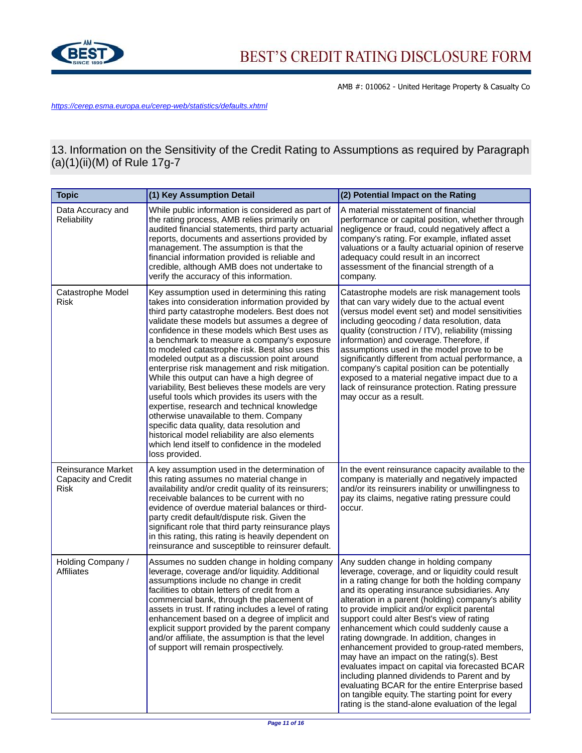AMB #: 010062 - United Heritage Property & Casualty Co

https://cerep.esma.europa.eu/cerep-web/statistics/defaults.xhtml

## 13. Information on the Sensitivity of the Credit Rating to Assumptions as required by Paragraph (a)(1)(ii)(M) of Rule 17g-7

| Topic | (1) Key Assumption Detail | (2) Potential Impact on the Rating |
| --- | --- | --- |
| Data Accuracy and Reliability | While public information is considered as part of the rating process, AMB relies primarily on audited financial statements, third party actuarial reports, documents and assertions provided by management. The assumption is that the financial information provided is reliable and credible, although AMB does not undertake to verify the accuracy of this information. | A material misstatement of financial performance or capital position, whether through negligence or fraud, could negatively affect a company's rating. For example, inflated asset valuations or a faulty actuarial opinion of reserve adequacy could result in an incorrect assessment of the financial strength of a company. |
| Catastrophe Model Risk | Key assumption used in determining this rating takes into consideration information provided by third party catastrophe modelers. Best does not validate these models but assumes a degree of confidence in these models which Best uses as a benchmark to measure a company's exposure to modeled catastrophe risk. Best also uses this modeled output as a discussion point around enterprise risk management and risk mitigation. While this output can have a high degree of variability, Best believes these models are very useful tools which provides its users with the expertise, research and technical knowledge otherwise unavailable to them. Company specific data quality, data resolution and historical model reliability are also elements which lend itself to confidence in the modeled loss provided. | Catastrophe models are risk management tools that can vary widely due to the actual event (versus model event set) and model sensitivities including geocoding / data resolution, data quality (construction / ITV), reliability (missing information) and coverage. Therefore, if assumptions used in the model prove to be significantly different from actual performance, a company's capital position can be potentially exposed to a material negative impact due to a lack of reinsurance protection. Rating pressure may occur as a result. |
| Reinsurance Market Capacity and Credit Risk | A key assumption used in the determination of this rating assumes no material change in availability and/or credit quality of its reinsurers; receivable balances to be current with no evidence of overdue material balances or third-party credit default/dispute risk. Given the significant role that third party reinsurance plays in this rating, this rating is heavily dependent on reinsurance and susceptible to reinsurer default. | In the event reinsurance capacity available to the company is materially and negatively impacted and/or its reinsurers inability or unwillingness to pay its claims, negative rating pressure could occur. |
| Holding Company / Affiliates | Assumes no sudden change in holding company leverage, coverage and/or liquidity. Additional assumptions include no change in credit facilities to obtain letters of credit from a commercial bank, through the placement of assets in trust. If rating includes a level of rating enhancement based on a degree of implicit and explicit support provided by the parent company and/or affiliate, the assumption is that the level of support will remain prospectively. | Any sudden change in holding company leverage, coverage, and or liquidity could result in a rating change for both the holding company and its operating insurance subsidiaries. Any alteration in a parent (holding) company's ability to provide implicit and/or explicit parental support could alter Best's view of rating enhancement which could suddenly cause a rating downgrade. In addition, changes in enhancement provided to group-rated members, may have an impact on the rating(s). Best evaluates impact on capital via forecasted BCAR including planned dividends to Parent and by evaluating BCAR for the entire Enterprise based on tangible equity. The starting point for every rating is the stand-alone evaluation of the legal |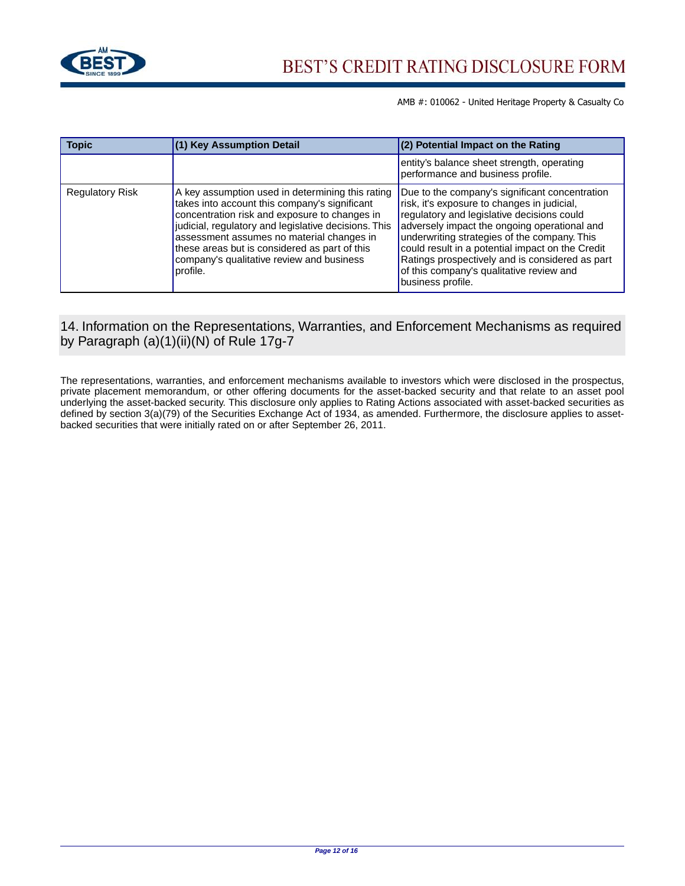| Topic | (1) Key Assumption Detail | (2) Potential Impact on the Rating |
|---|---|---|
| | | entity's balance sheet strength, operating performance and business profile. |
| Regulatory Risk | A key assumption used in determining this rating takes into account this company's significant concentration risk and exposure to changes in judicial, regulatory and legislative decisions. This assessment assumes no material changes in these areas but is considered as part of this company's qualitative review and business profile. | Due to the company's significant concentration risk, it's exposure to changes in judicial, regulatory and legislative decisions could adversely impact the ongoing operational and underwriting strategies of the company. This could result in a potential impact on the Credit Ratings prospectively and is considered as part of this company's qualitative review and business profile. |

## 14. Information on the Representations, Warranties, and Enforcement Mechanisms as required by Paragraph (a)(1)(ii)(N) of Rule 17g-7

The representations, warranties, and enforcement mechanisms available to investors which were disclosed in the prospectus, private placement memorandum, or other offering documents for the asset-backed security and that relate to an asset pool underlying the asset-backed security. This disclosure only applies to Rating Actions associated with asset-backed securities as defined by section 3(a)(79) of the Securities Exchange Act of 1934, as amended. Furthermore, the disclosure applies to asset-backed securities that were initially rated on or after September 26, 2011.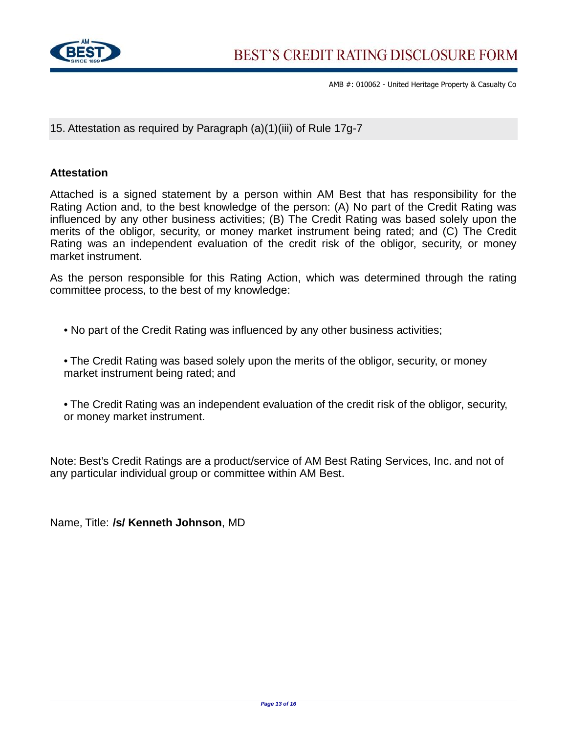## 15. Attestation as required by Paragraph (a)(1)(iii) of Rule 17g-7

### Attestation

Attached is a signed statement by a person within AM Best that has responsibility for the Rating Action and, to the best knowledge of the person: (A) No part of the Credit Rating was influenced by any other business activities; (B) The Credit Rating was based solely upon the merits of the obligor, security, or money market instrument being rated; and (C) The Credit Rating was an independent evaluation of the credit risk of the obligor, security, or money market instrument.

As the person responsible for this Rating Action, which was determined through the rating committee process, to the best of my knowledge:

- No part of the Credit Rating was influenced by any other business activities;
- The Credit Rating was based solely upon the merits of the obligor, security, or money market instrument being rated; and
- The Credit Rating was an independent evaluation of the credit risk of the obligor, security, or money market instrument.

Note: Best's Credit Ratings are a product/service of AM Best Rating Services, Inc. and not of any particular individual group or committee within AM Best.

Name, Title: ***/s/* Kenneth Johnson**, MD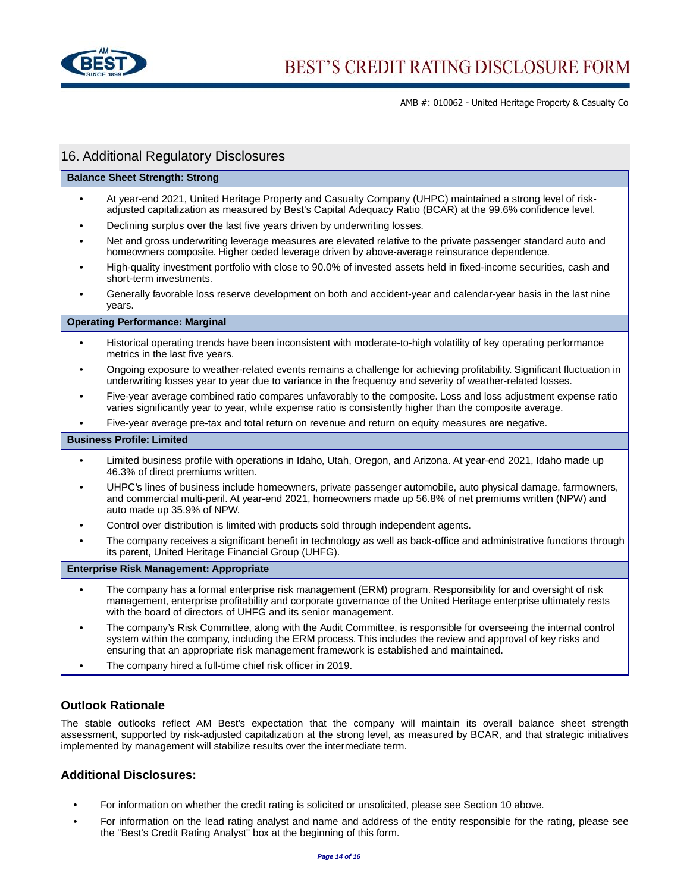## 16. Additional Regulatory Disclosures

**Balance Sheet Strength: Strong**

- At year-end 2021, United Heritage Property and Casualty Company (UHPC) maintained a strong level of risk-adjusted capitalization as measured by Best's Capital Adequacy Ratio (BCAR) at the 99.6% confidence level.
- Declining surplus over the last five years driven by underwriting losses.
- Net and gross underwriting leverage measures are elevated relative to the private passenger standard auto and homeowners composite. Higher ceded leverage driven by above-average reinsurance dependence.
- High-quality investment portfolio with close to 90.0% of invested assets held in fixed-income securities, cash and short-term investments.
- Generally favorable loss reserve development on both and accident-year and calendar-year basis in the last nine years.

**Operating Performance: Marginal**

- Historical operating trends have been inconsistent with moderate-to-high volatility of key operating performance metrics in the last five years.
- Ongoing exposure to weather-related events remains a challenge for achieving profitability. Significant fluctuation in underwriting losses year to year due to variance in the frequency and severity of weather-related losses.
- Five-year average combined ratio compares unfavorably to the composite. Loss and loss adjustment expense ratio varies significantly year to year, while expense ratio is consistently higher than the composite average.
- Five-year average pre-tax and total return on revenue and return on equity measures are negative.

**Business Profile: Limited**

- Limited business profile with operations in Idaho, Utah, Oregon, and Arizona. At year-end 2021, Idaho made up 46.3% of direct premiums written.
- UHPC's lines of business include homeowners, private passenger automobile, auto physical damage, farmowners, and commercial multi-peril. At year-end 2021, homeowners made up 56.8% of net premiums written (NPW) and auto made up 35.9% of NPW.
- Control over distribution is limited with products sold through independent agents.
- The company receives a significant benefit in technology as well as back-office and administrative functions through its parent, United Heritage Financial Group (UHFG).

**Enterprise Risk Management: Appropriate**

- The company has a formal enterprise risk management (ERM) program. Responsibility for and oversight of risk management, enterprise profitability and corporate governance of the United Heritage enterprise ultimately rests with the board of directors of UHFG and its senior management.
- The company's Risk Committee, along with the Audit Committee, is responsible for overseeing the internal control system within the company, including the ERM process. This includes the review and approval of key risks and ensuring that an appropriate risk management framework is established and maintained.
- The company hired a full-time chief risk officer in 2019.

### Outlook Rationale

The stable outlooks reflect AM Best's expectation that the company will maintain its overall balance sheet strength assessment, supported by risk-adjusted capitalization at the strong level, as measured by BCAR, and that strategic initiatives implemented by management will stabilize results over the intermediate term.

### Additional Disclosures:

- For information on whether the credit rating is solicited or unsolicited, please see Section 10 above.
- For information on the lead rating analyst and name and address of the entity responsible for the rating, please see the "Best's Credit Rating Analyst" box at the beginning of this form.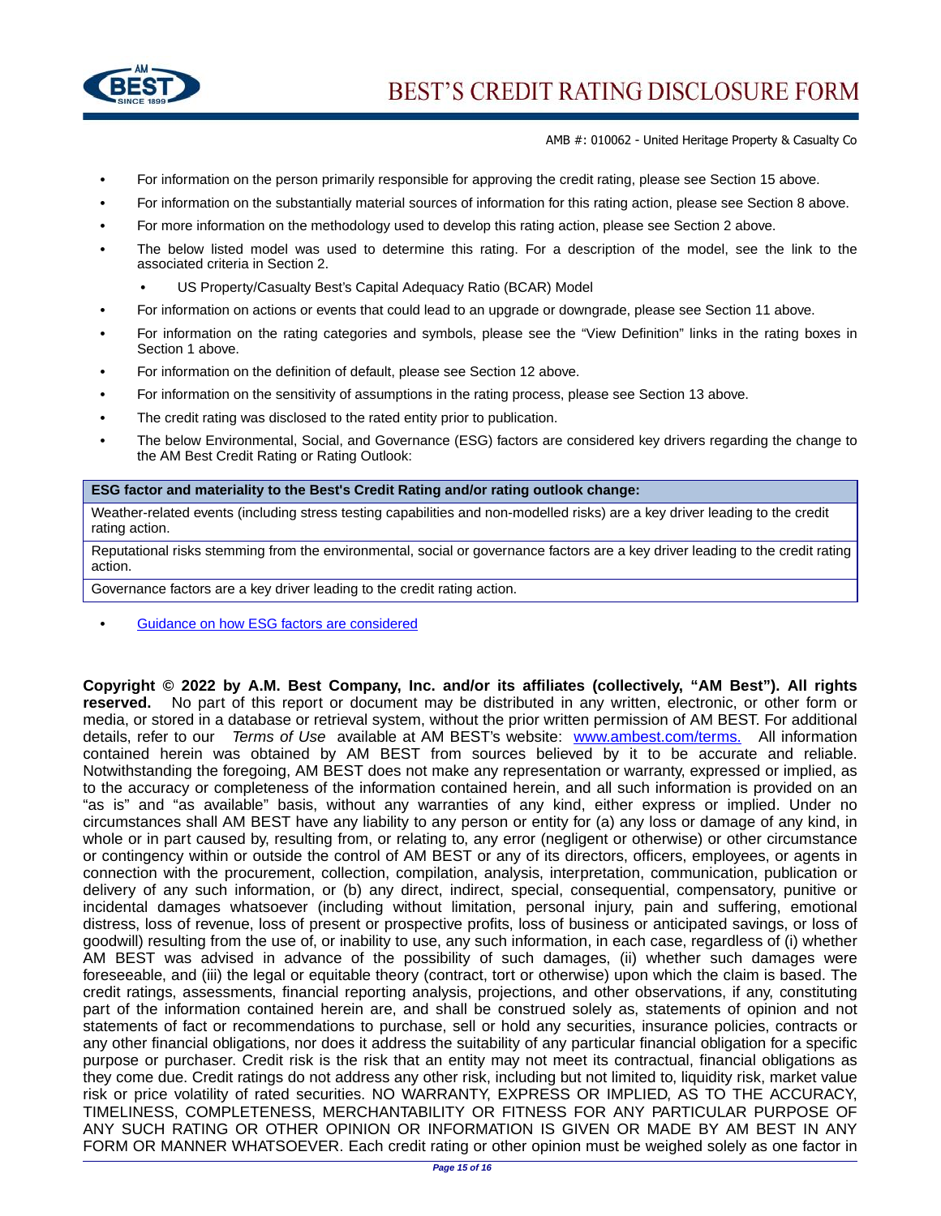AMB #: 010062 - United Heritage Property & Casualty Co

- For information on the person primarily responsible for approving the credit rating, please see Section 15 above.
- For information on the substantially material sources of information for this rating action, please see Section 8 above.
- For more information on the methodology used to develop this rating action, please see Section 2 above.
- The below listed model was used to determine this rating. For a description of the model, see the link to the associated criteria in Section 2.
  - US Property/Casualty Best's Capital Adequacy Ratio (BCAR) Model
- For information on actions or events that could lead to an upgrade or downgrade, please see Section 11 above.
- For information on the rating categories and symbols, please see the "View Definition" links in the rating boxes in Section 1 above.
- For information on the definition of default, please see Section 12 above.
- For information on the sensitivity of assumptions in the rating process, please see Section 13 above.
- The credit rating was disclosed to the rated entity prior to publication.
- The below Environmental, Social, and Governance (ESG) factors are considered key drivers regarding the change to the AM Best Credit Rating or Rating Outlook:

| **ESG factor and materiality to the Best's Credit Rating and/or rating outlook change:** |
|---|
| Weather-related events (including stress testing capabilities and non-modelled risks) are a key driver leading to the credit rating action. |
| Reputational risks stemming from the environmental, social or governance factors are a key driver leading to the credit rating action. |
| Governance factors are a key driver leading to the credit rating action. |

- Guidance on how ESG factors are considered

**Copyright © 2022 by A.M. Best Company, Inc. and/or its affiliates (collectively, "AM Best"). All rights reserved.** No part of this report or document may be distributed in any written, electronic, or other form or media, or stored in a database or retrieval system, without the prior written permission of AM BEST. For additional details, refer to our *Terms of Use* available at AM BEST's website: www.ambest.com/terms. All information contained herein was obtained by AM BEST from sources believed by it to be accurate and reliable. Notwithstanding the foregoing, AM BEST does not make any representation or warranty, expressed or implied, as to the accuracy or completeness of the information contained herein, and all such information is provided on an "as is" and "as available" basis, without any warranties of any kind, either express or implied. Under no circumstances shall AM BEST have any liability to any person or entity for (a) any loss or damage of any kind, in whole or in part caused by, resulting from, or relating to, any error (negligent or otherwise) or other circumstance or contingency within or outside the control of AM BEST or any of its directors, officers, employees, or agents in connection with the procurement, collection, compilation, analysis, interpretation, communication, publication or delivery of any such information, or (b) any direct, indirect, special, consequential, compensatory, punitive or incidental damages whatsoever (including without limitation, personal injury, pain and suffering, emotional distress, loss of revenue, loss of present or prospective profits, loss of business or anticipated savings, or loss of goodwill) resulting from the use of, or inability to use, any such information, in each case, regardless of (i) whether AM BEST was advised in advance of the possibility of such damages, (ii) whether such damages were foreseeable, and (iii) the legal or equitable theory (contract, tort or otherwise) upon which the claim is based. The credit ratings, assessments, financial reporting analysis, projections, and other observations, if any, constituting part of the information contained herein are, and shall be construed solely as, statements of opinion and not statements of fact or recommendations to purchase, sell or hold any securities, insurance policies, contracts or any other financial obligations, nor does it address the suitability of any particular financial obligation for a specific purpose or purchaser. Credit risk is the risk that an entity may not meet its contractual, financial obligations as they come due. Credit ratings do not address any other risk, including but not limited to, liquidity risk, market value risk or price volatility of rated securities. NO WARRANTY, EXPRESS OR IMPLIED, AS TO THE ACCURACY, TIMELINESS, COMPLETENESS, MERCHANTABILITY OR FITNESS FOR ANY PARTICULAR PURPOSE OF ANY SUCH RATING OR OTHER OPINION OR INFORMATION IS GIVEN OR MADE BY AM BEST IN ANY FORM OR MANNER WHATSOEVER. Each credit rating or other opinion must be weighed solely as one factor in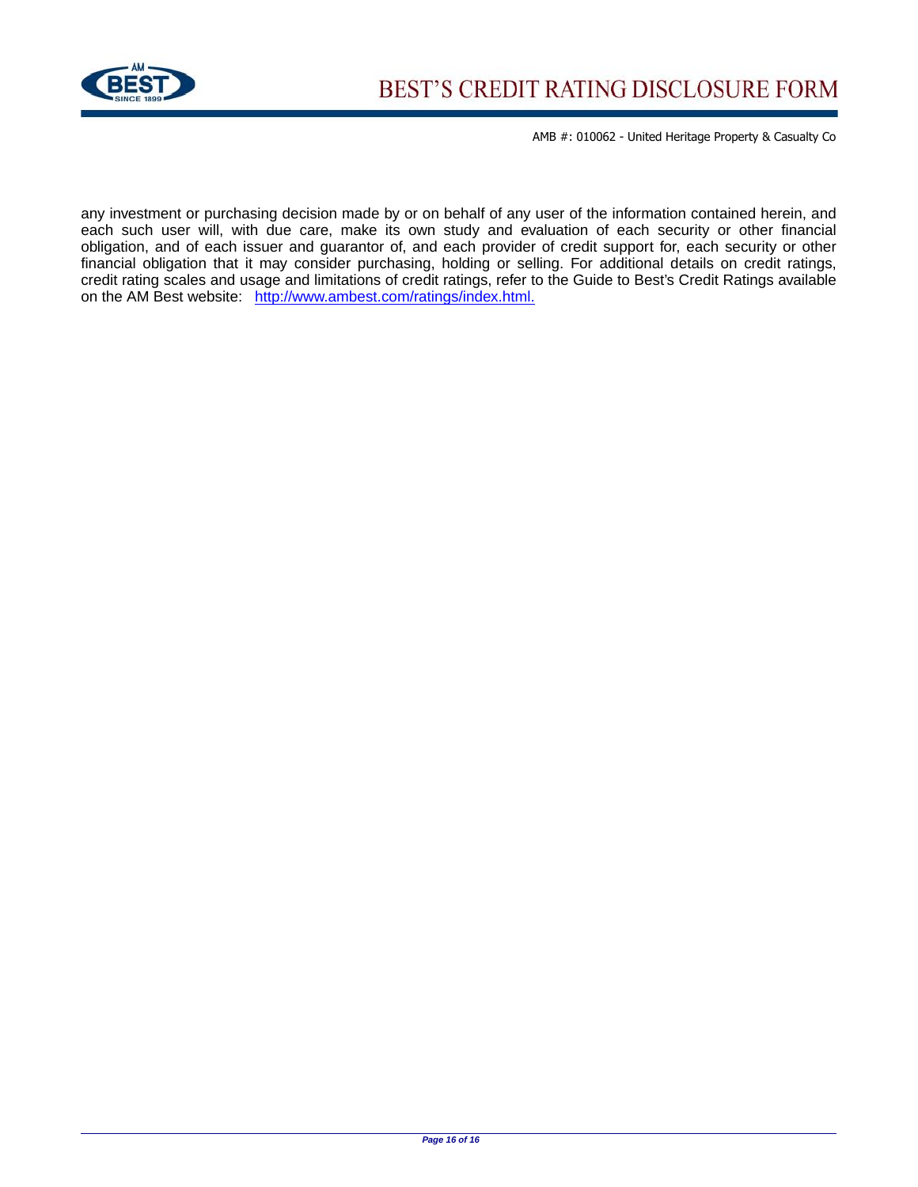any investment or purchasing decision made by or on behalf of any user of the information contained herein, and each such user will, with due care, make its own study and evaluation of each security or other financial obligation, and of each issuer and guarantor of, and each provider of credit support for, each security or other financial obligation that it may consider purchasing, holding or selling. For additional details on credit ratings, credit rating scales and usage and limitations of credit ratings, refer to the Guide to Best's Credit Ratings available on the AM Best website: http://www.ambest.com/ratings/index.html.